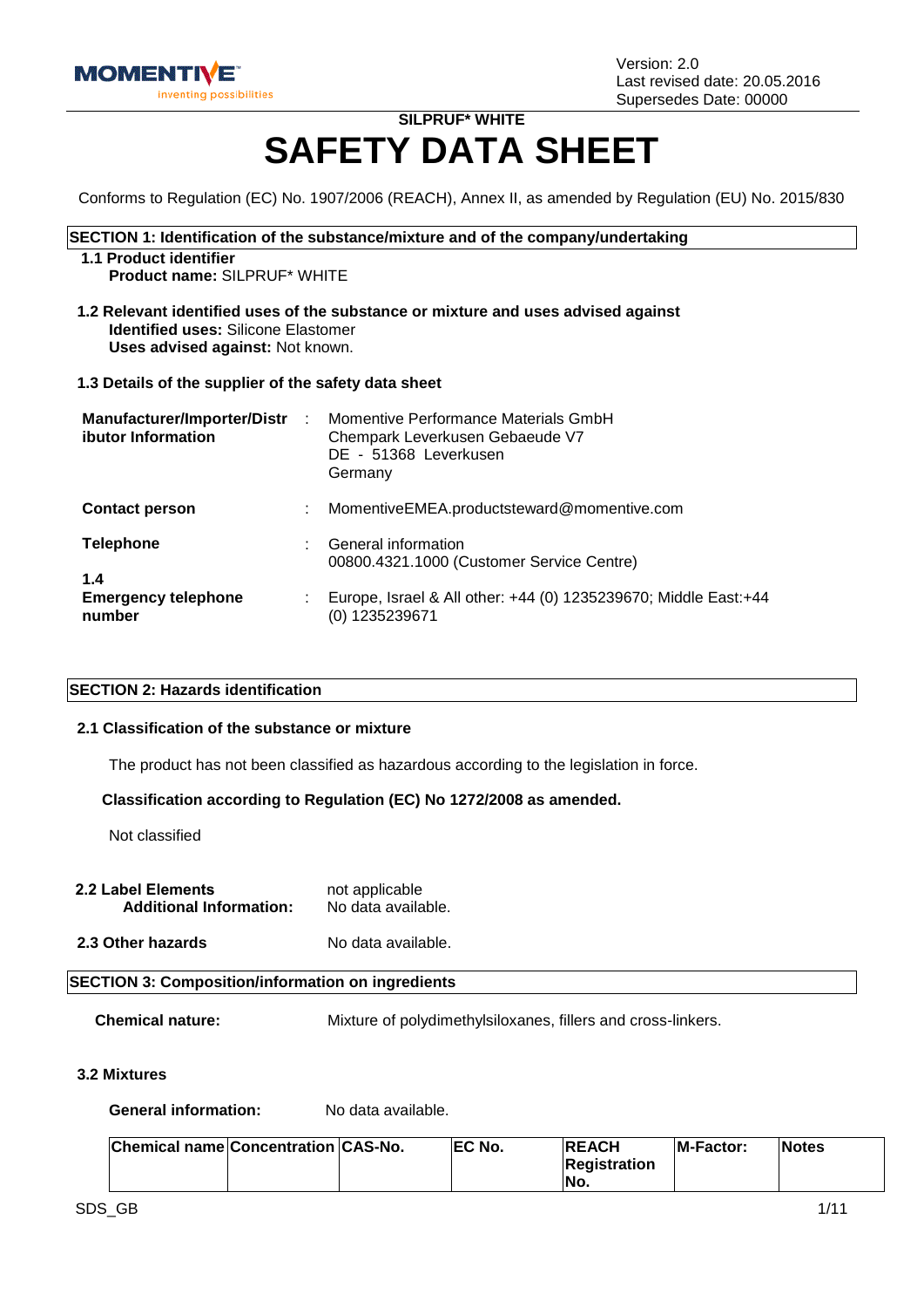Version: 2.0
Last revised date: 20.05.2016
Supersedes Date: 00000

**SILPRUF* WHITE**

# SAFETY DATA SHEET

Conforms to Regulation (EC) No. 1907/2006 (REACH), Annex II, as amended by Regulation (EU) No. 2015/830

## SECTION 1: Identification of the substance/mixture and of the company/undertaking

### 1.1 Product identifier

**Product name:** SILPRUF* WHITE

### 1.2 Relevant identified uses of the substance or mixture and uses advised against

**Identified uses:** Silicone Elastomer
**Uses advised against:** Not known.

### 1.3 Details of the supplier of the safety data sheet

**Manufacturer/Importer/Distributor Information** : Momentive Performance Materials GmbH
Chempark Leverkusen Gebaeude V7
DE - 51368 Leverkusen
Germany

**Contact person** : MomentiveEMEA.productsteward@momentive.com

**Telephone** : General information
00800.4321.1000 (Customer Service Centre)

**1.4 Emergency telephone number** : Europe, Israel & All other: +44 (0) 1235239670; Middle East:+44 (0) 1235239671

## SECTION 2: Hazards identification

### 2.1 Classification of the substance or mixture

The product has not been classified as hazardous according to the legislation in force.

**Classification according to Regulation (EC) No 1272/2008 as amended.**

Not classified

**2.2 Label Elements** not applicable
**Additional Information:** No data available.

**2.3 Other hazards** No data available.

## SECTION 3: Composition/information on ingredients

**Chemical nature:** Mixture of polydimethylsiloxanes, fillers and cross-linkers.

### 3.2 Mixtures

**General information:** No data available.

| Chemical name | Concentration | CAS-No. | EC No. | REACH Registration No. | M-Factor: | Notes |
|---|---|---|---|---|---|---|
| | | | | | | |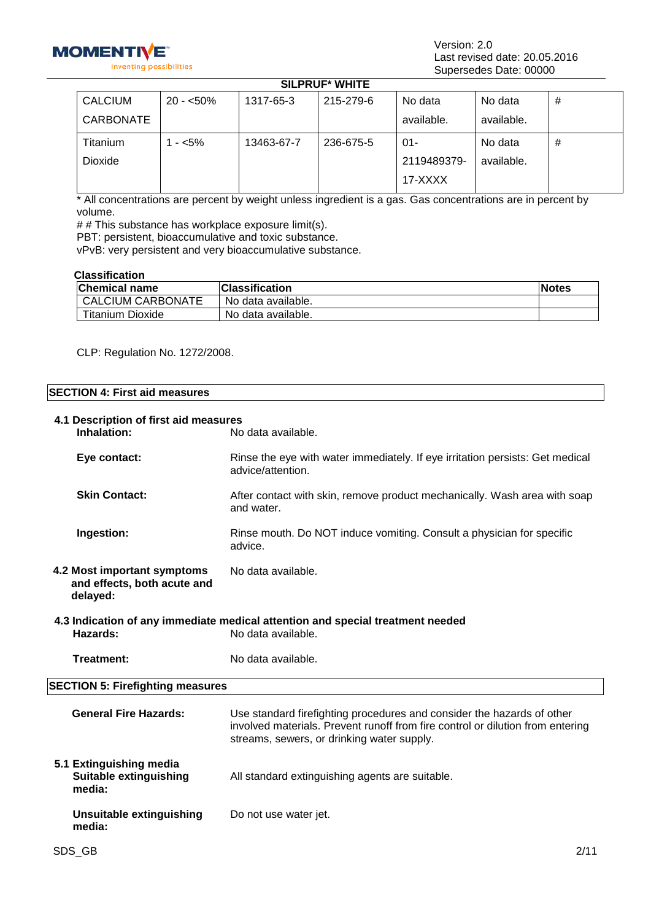**SILPRUF* WHITE**

| | | | | | | |
|---|---|---|---|---|---|---|
| CALCIUM CARBONATE | 20 - <50% | 1317-65-3 | 215-279-6 | No data available. | No data available. | # |
| Titanium Dioxide | 1 - <5% | 13463-67-7 | 236-675-5 | 01-2119489379-17-XXXX | No data available. | # |

* All concentrations are percent by weight unless ingredient is a gas. Gas concentrations are in percent by volume.

# # This substance has workplace exposure limit(s).

PBT: persistent, bioaccumulative and toxic substance.

vPvB: very persistent and very bioaccumulative substance.

**Classification**

| Chemical name | Classification | Notes |
|---|---|---|
| CALCIUM CARBONATE | No data available. | |
| Titanium Dioxide | No data available. | |

CLP: Regulation No. 1272/2008.

## SECTION 4: First aid measures

**4.1 Description of first aid measures**

**Inhalation:** No data available.

**Eye contact:** Rinse the eye with water immediately. If eye irritation persists: Get medical advice/attention.

**Skin Contact:** After contact with skin, remove product mechanically. Wash area with soap and water.

**Ingestion:** Rinse mouth. Do NOT induce vomiting. Consult a physician for specific advice.

**4.2 Most important symptoms and effects, both acute and delayed:** No data available.

**4.3 Indication of any immediate medical attention and special treatment needed**

**Hazards:** No data available.

**Treatment:** No data available.

## SECTION 5: Firefighting measures

**General Fire Hazards:** Use standard firefighting procedures and consider the hazards of other involved materials. Prevent runoff from fire control or dilution from entering streams, sewers, or drinking water supply.

**5.1 Extinguishing media**

**Suitable extinguishing media:** All standard extinguishing agents are suitable.

**Unsuitable extinguishing media:** Do not use water jet.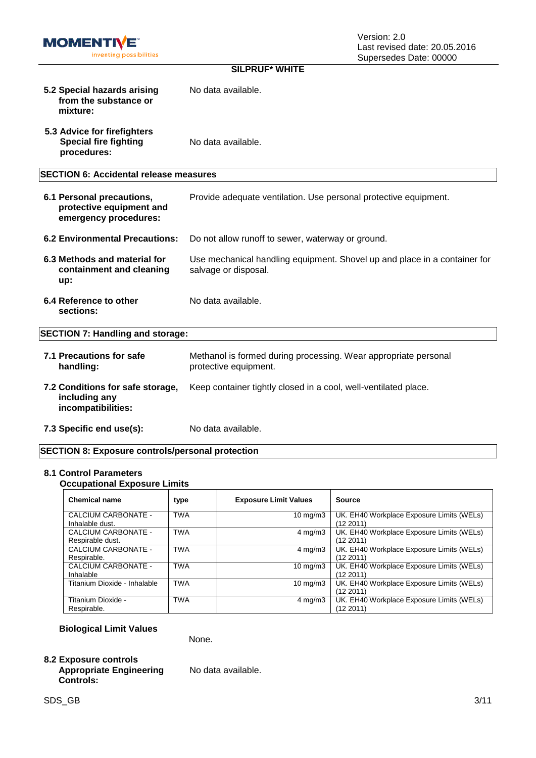**SILPRUF* WHITE**

**5.2 Special hazards arising from the substance or mixture:** No data available.

**5.3 Advice for firefighters Special fire fighting procedures:** No data available.

## SECTION 6: Accidental release measures

**6.1 Personal precautions, protective equipment and emergency procedures:** Provide adequate ventilation. Use personal protective equipment.

**6.2 Environmental Precautions:** Do not allow runoff to sewer, waterway or ground.

**6.3 Methods and material for containment and cleaning up:** Use mechanical handling equipment. Shovel up and place in a container for salvage or disposal.

**6.4 Reference to other sections:** No data available.

## SECTION 7: Handling and storage:

**7.1 Precautions for safe handling:** Methanol is formed during processing. Wear appropriate personal protective equipment.

**7.2 Conditions for safe storage, including any incompatibilities:** Keep container tightly closed in a cool, well-ventilated place.

**7.3 Specific end use(s):** No data available.

## SECTION 8: Exposure controls/personal protection

### 8.1 Control Parameters

**Occupational Exposure Limits**

| Chemical name | type | Exposure Limit Values | Source |
|---|---|---|---|
| CALCIUM CARBONATE - Inhalable dust. | TWA | 10 mg/m3 | UK. EH40 Workplace Exposure Limits (WELs) (12 2011) |
| CALCIUM CARBONATE - Respirable dust. | TWA | 4 mg/m3 | UK. EH40 Workplace Exposure Limits (WELs) (12 2011) |
| CALCIUM CARBONATE - Respirable. | TWA | 4 mg/m3 | UK. EH40 Workplace Exposure Limits (WELs) (12 2011) |
| CALCIUM CARBONATE - Inhalable | TWA | 10 mg/m3 | UK. EH40 Workplace Exposure Limits (WELs) (12 2011) |
| Titanium Dioxide - Inhalable | TWA | 10 mg/m3 | UK. EH40 Workplace Exposure Limits (WELs) (12 2011) |
| Titanium Dioxide - Respirable. | TWA | 4 mg/m3 | UK. EH40 Workplace Exposure Limits (WELs) (12 2011) |

**Biological Limit Values**

None.

### 8.2 Exposure controls

**Appropriate Engineering Controls:** No data available.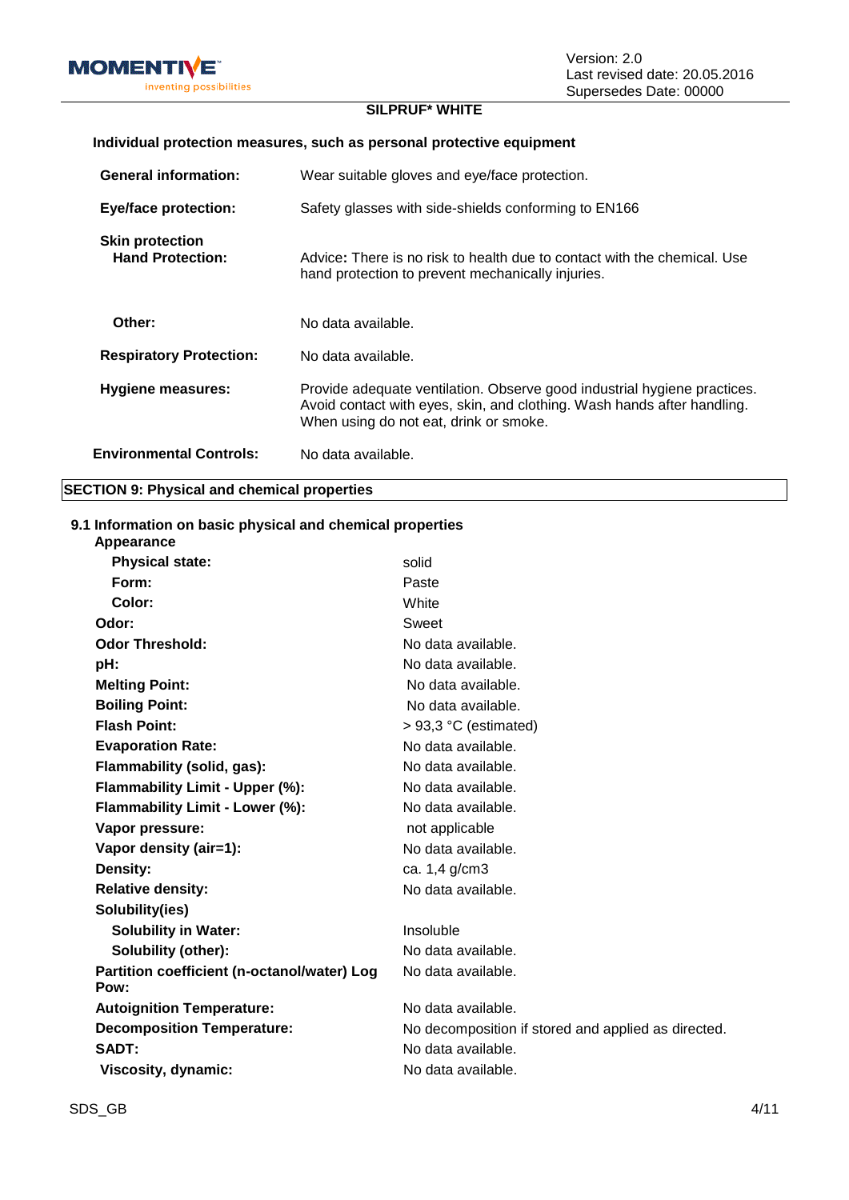**SILPRUF* WHITE**

**Individual protection measures, such as personal protective equipment**

| | |
|---|---|
| **General information:** | Wear suitable gloves and eye/face protection. |
| **Eye/face protection:** | Safety glasses with side-shields conforming to EN166 |
| **Skin protection**<br>**Hand Protection:** | Advice**:** There is no risk to health due to contact with the chemical. Use hand protection to prevent mechanically injuries. |
| **Other:** | No data available. |
| **Respiratory Protection:** | No data available. |
| **Hygiene measures:** | Provide adequate ventilation. Observe good industrial hygiene practices. Avoid contact with eyes, skin, and clothing. Wash hands after handling. When using do not eat, drink or smoke. |
| **Environmental Controls:** | No data available. |

## SECTION 9: Physical and chemical properties

### 9.1 Information on basic physical and chemical properties

| | |
|---|---|
| **Appearance** | |
| **Physical state:** | solid |
| **Form:** | Paste |
| **Color:** | White |
| **Odor:** | Sweet |
| **Odor Threshold:** | No data available. |
| **pH:** | No data available. |
| **Melting Point:** | No data available. |
| **Boiling Point:** | No data available. |
| **Flash Point:** | > 93,3 °C (estimated) |
| **Evaporation Rate:** | No data available. |
| **Flammability (solid, gas):** | No data available. |
| **Flammability Limit - Upper (%):** | No data available. |
| **Flammability Limit - Lower (%):** | No data available. |
| **Vapor pressure:** | not applicable |
| **Vapor density (air=1):** | No data available. |
| **Density:** | ca. 1,4 g/cm3 |
| **Relative density:** | No data available. |
| **Solubility(ies)** | |
| **Solubility in Water:** | Insoluble |
| **Solubility (other):** | No data available. |
| **Partition coefficient (n-octanol/water) Log Pow:** | No data available. |
| **Autoignition Temperature:** | No data available. |
| **Decomposition Temperature:** | No decomposition if stored and applied as directed. |
| **SADT:** | No data available. |
| **Viscosity, dynamic:** | No data available. |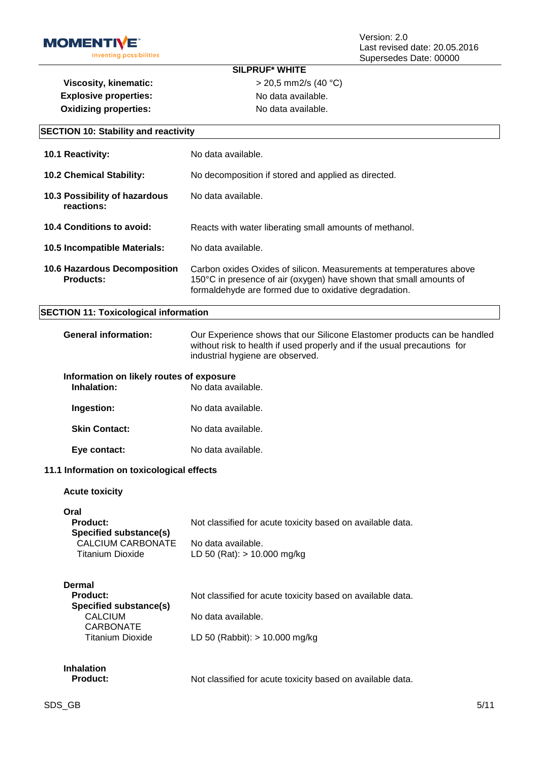**SILPRUF\* WHITE**

| | |
|---|---|
| **Viscosity, kinematic:** | > 20,5 mm2/s (40 °C) |
| **Explosive properties:** | No data available. |
| **Oxidizing properties:** | No data available. |

## SECTION 10: Stability and reactivity

| | |
|---|---|
| **10.1 Reactivity:** | No data available. |
| **10.2 Chemical Stability:** | No decomposition if stored and applied as directed. |
| **10.3 Possibility of hazardous reactions:** | No data available. |
| **10.4 Conditions to avoid:** | Reacts with water liberating small amounts of methanol. |
| **10.5 Incompatible Materials:** | No data available. |
| **10.6 Hazardous Decomposition Products:** | Carbon oxides Oxides of silicon. Measurements at temperatures above 150°C in presence of air (oxygen) have shown that small amounts of formaldehyde are formed due to oxidative degradation. |

## SECTION 11: Toxicological information

**General information:** Our Experience shows that our Silicone Elastomer products can be handled without risk to health if used properly and if the usual precautions for industrial hygiene are observed.

**Information on likely routes of exposure**

| | |
|---|---|
| **Inhalation:** | No data available. |
| **Ingestion:** | No data available. |
| **Skin Contact:** | No data available. |
| **Eye contact:** | No data available. |

### 11.1 Information on toxicological effects

**Acute toxicity**

**Oral**

| | |
|---|---|
| **Product:** | Not classified for acute toxicity based on available data. |
| **Specified substance(s)** | |
| CALCIUM CARBONATE | No data available. |
| Titanium Dioxide | LD 50 (Rat): > 10.000 mg/kg |

**Dermal**

| | |
|---|---|
| **Product:** | Not classified for acute toxicity based on available data. |
| **Specified substance(s)** | |
| CALCIUM CARBONATE | No data available. |
| Titanium Dioxide | LD 50 (Rabbit): > 10.000 mg/kg |

**Inhalation**

| | |
|---|---|
| **Product:** | Not classified for acute toxicity based on available data. |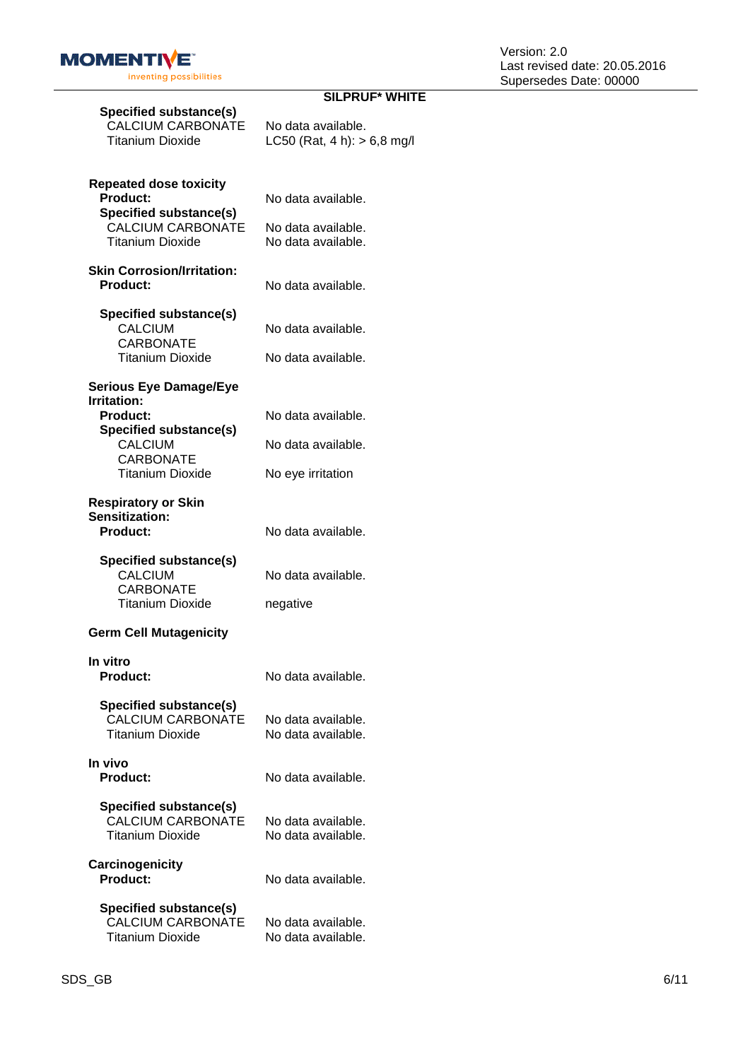**Specified substance(s)**

| | |
|---|---|
| CALCIUM CARBONATE | No data available. |
| Titanium Dioxide | LC50 (Rat, 4 h): > 6,8 mg/l |

**Repeated dose toxicity**

| | |
|---|---|
| **Product:** | No data available. |
| **Specified substance(s)** | |
| CALCIUM CARBONATE | No data available. |
| Titanium Dioxide | No data available. |

**Skin Corrosion/Irritation:**

| | |
|---|---|
| **Product:** | No data available. |
| **Specified substance(s)** | |
| CALCIUM CARBONATE | No data available. |
| Titanium Dioxide | No data available. |

**Serious Eye Damage/Eye Irritation:**

| | |
|---|---|
| **Product:** | No data available. |
| **Specified substance(s)** | |
| CALCIUM CARBONATE | No data available. |
| Titanium Dioxide | No eye irritation |

**Respiratory or Skin Sensitization:**

| | |
|---|---|
| **Product:** | No data available. |
| **Specified substance(s)** | |
| CALCIUM CARBONATE | No data available. |
| Titanium Dioxide | negative |

**Germ Cell Mutagenicity**

**In vitro**

| | |
|---|---|
| **Product:** | No data available. |
| **Specified substance(s)** | |
| CALCIUM CARBONATE | No data available. |
| Titanium Dioxide | No data available. |

**In vivo**

| | |
|---|---|
| **Product:** | No data available. |
| **Specified substance(s)** | |
| CALCIUM CARBONATE | No data available. |
| Titanium Dioxide | No data available. |

**Carcinogenicity**

| | |
|---|---|
| **Product:** | No data available. |
| **Specified substance(s)** | |
| CALCIUM CARBONATE | No data available. |
| Titanium Dioxide | No data available. |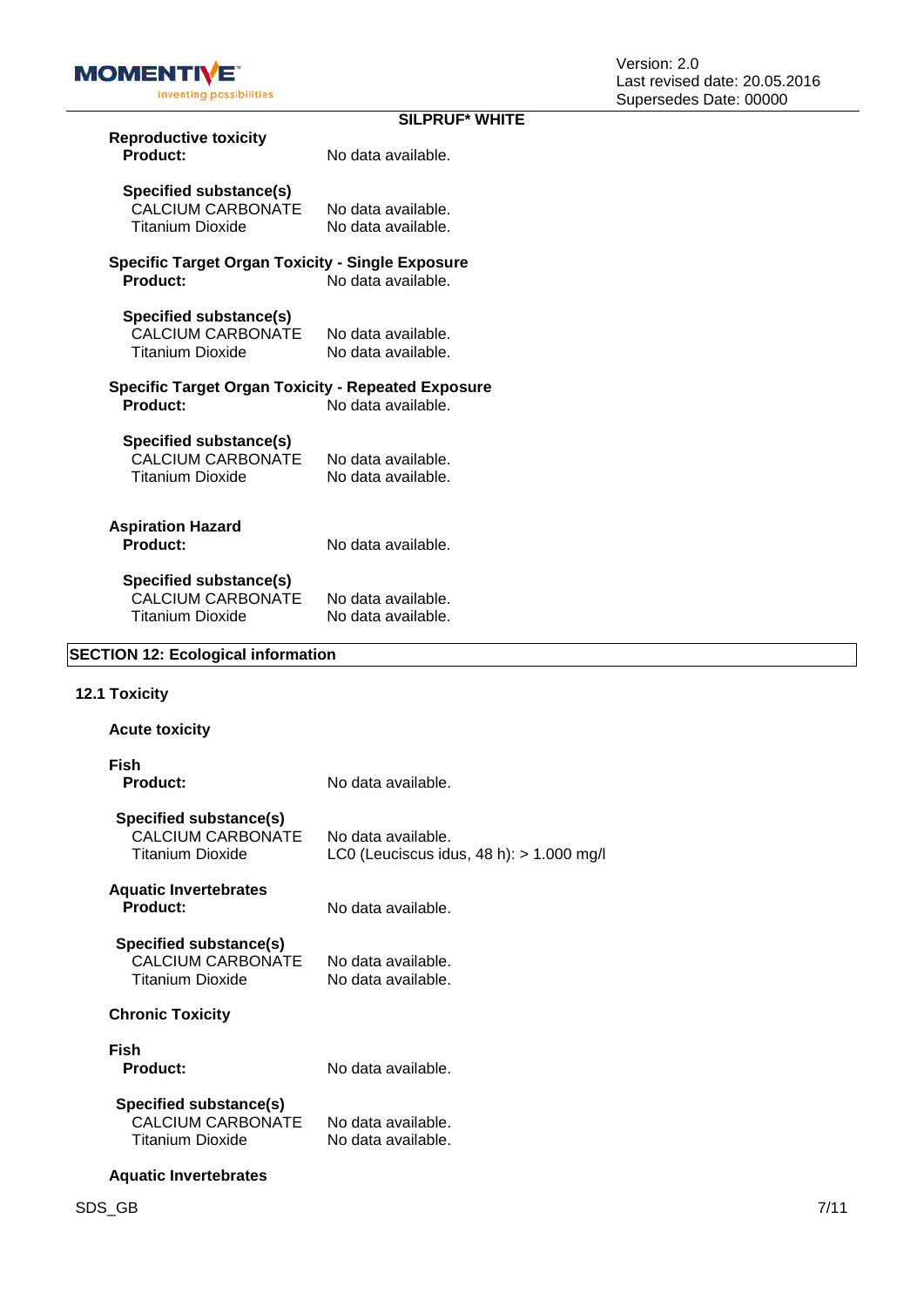**SILPRUF* WHITE**

**Reproductive toxicity**

**Product:** No data available.

**Specified substance(s)**

| | |
|---|---|
| CALCIUM CARBONATE | No data available. |
| Titanium Dioxide | No data available. |

**Specific Target Organ Toxicity - Single Exposure**

**Product:** No data available.

**Specified substance(s)**

| | |
|---|---|
| CALCIUM CARBONATE | No data available. |
| Titanium Dioxide | No data available. |

**Specific Target Organ Toxicity - Repeated Exposure**

**Product:** No data available.

**Specified substance(s)**

| | |
|---|---|
| CALCIUM CARBONATE | No data available. |
| Titanium Dioxide | No data available. |

**Aspiration Hazard**

**Product:** No data available.

**Specified substance(s)**

| | |
|---|---|
| CALCIUM CARBONATE | No data available. |
| Titanium Dioxide | No data available. |

## SECTION 12: Ecological information

### 12.1 Toxicity

**Acute toxicity**

**Fish**

**Product:** No data available.

**Specified substance(s)**

| | |
|---|---|
| CALCIUM CARBONATE | No data available. |
| Titanium Dioxide | LC0 (Leuciscus idus, 48 h): > 1.000 mg/l |

**Aquatic Invertebrates**

**Product:** No data available.

**Specified substance(s)**

| | |
|---|---|
| CALCIUM CARBONATE | No data available. |
| Titanium Dioxide | No data available. |

**Chronic Toxicity**

**Fish**

**Product:** No data available.

**Specified substance(s)**

| | |
|---|---|
| CALCIUM CARBONATE | No data available. |
| Titanium Dioxide | No data available. |

**Aquatic Invertebrates**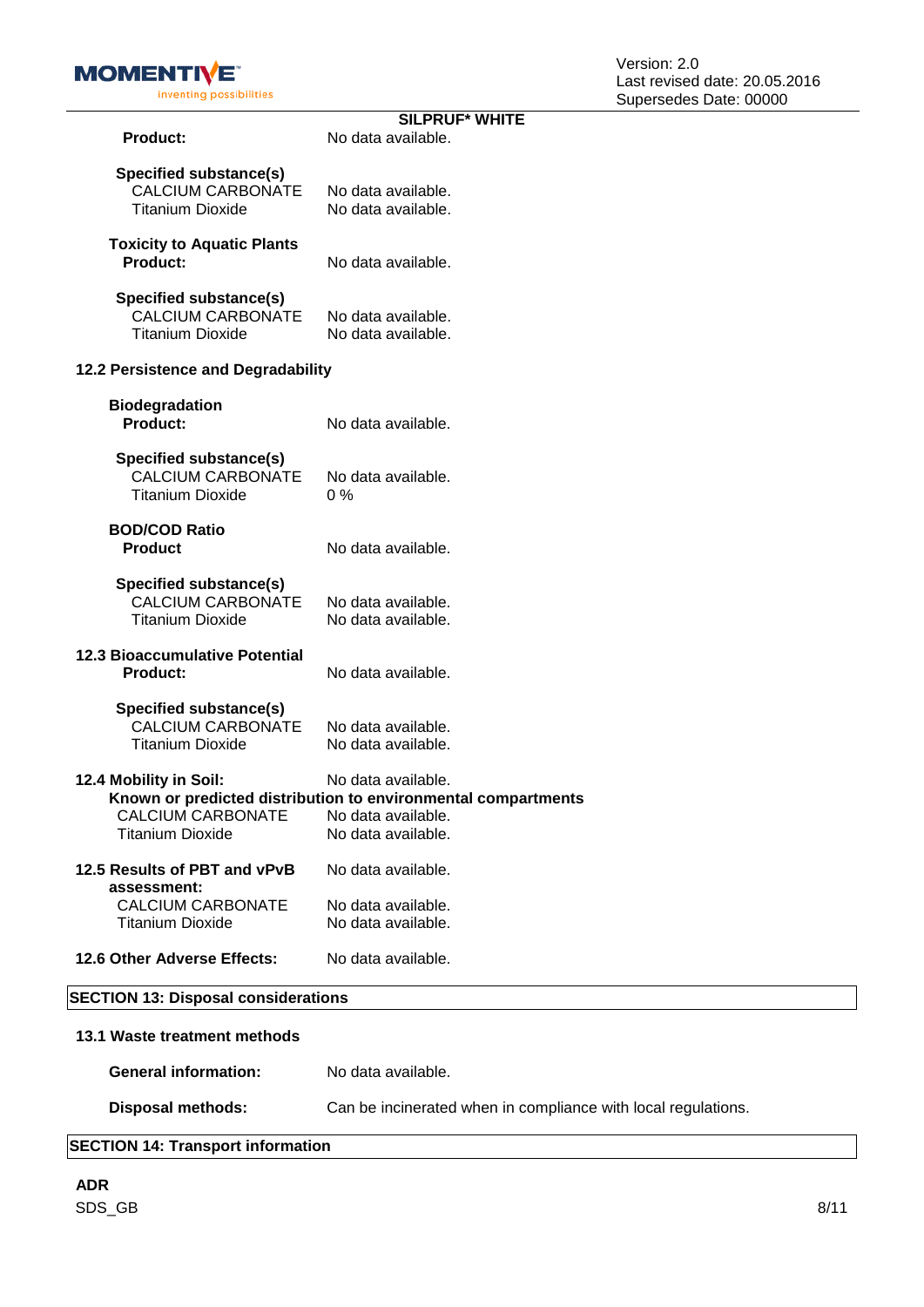**SILPRUF* WHITE**

**Product:** No data available.

**Specified substance(s)**

| | |
|---|---|
| CALCIUM CARBONATE | No data available. |
| Titanium Dioxide | No data available. |

**Toxicity to Aquatic Plants**

**Product:** No data available.

**Specified substance(s)**

| | |
|---|---|
| CALCIUM CARBONATE | No data available. |
| Titanium Dioxide | No data available. |

### 12.2 Persistence and Degradability

**Biodegradation**

**Product:** No data available.

**Specified substance(s)**

| | |
|---|---|
| CALCIUM CARBONATE | No data available. |
| Titanium Dioxide | 0 % |

**BOD/COD Ratio**

**Product** No data available.

**Specified substance(s)**

| | |
|---|---|
| CALCIUM CARBONATE | No data available. |
| Titanium Dioxide | No data available. |

### 12.3 Bioaccumulative Potential

**Product:** No data available.

**Specified substance(s)**

| | |
|---|---|
| CALCIUM CARBONATE | No data available. |
| Titanium Dioxide | No data available. |

### 12.4 Mobility in Soil:

No data available.

**Known or predicted distribution to environmental compartments**

| | |
|---|---|
| CALCIUM CARBONATE | No data available. |
| Titanium Dioxide | No data available. |

### 12.5 Results of PBT and vPvB assessment:

No data available.

| | |
|---|---|
| CALCIUM CARBONATE | No data available. |
| Titanium Dioxide | No data available. |

### 12.6 Other Adverse Effects:

No data available.

## SECTION 13: Disposal considerations

### 13.1 Waste treatment methods

**General information:** No data available.

**Disposal methods:** Can be incinerated when in compliance with local regulations.

## SECTION 14: Transport information

**ADR**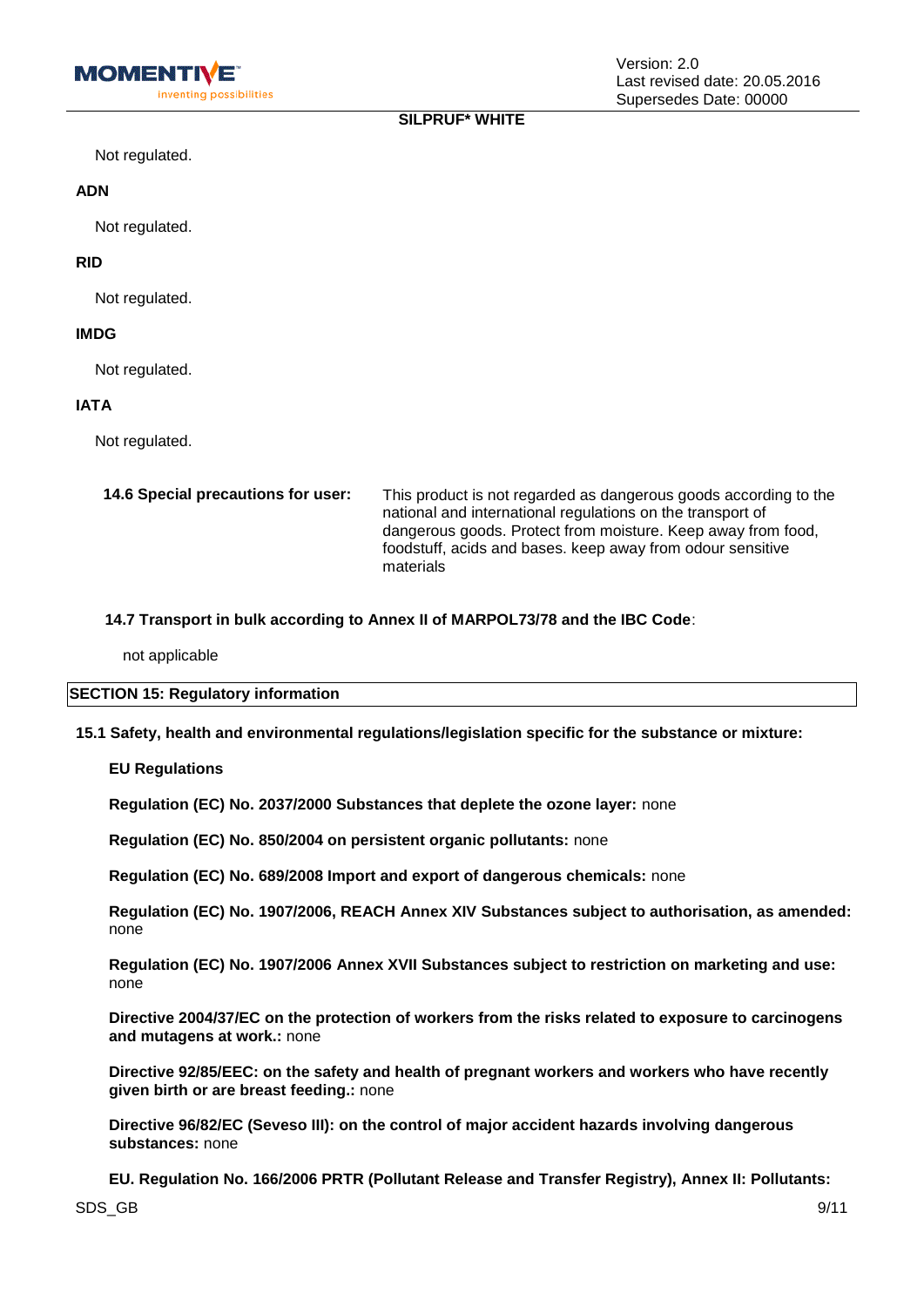Not regulated.

**ADN**

Not regulated.

**RID**

Not regulated.

**IMDG**

Not regulated.

**IATA**

Not regulated.

**14.6 Special precautions for user:** This product is not regarded as dangerous goods according to the national and international regulations on the transport of dangerous goods. Protect from moisture. Keep away from food, foodstuff, acids and bases. keep away from odour sensitive materials

**14.7 Transport in bulk according to Annex II of MARPOL73/78 and the IBC Code**:

not applicable

## SECTION 15: Regulatory information

**15.1 Safety, health and environmental regulations/legislation specific for the substance or mixture:**

**EU Regulations**

**Regulation (EC) No. 2037/2000 Substances that deplete the ozone layer:** none

**Regulation (EC) No. 850/2004 on persistent organic pollutants:** none

**Regulation (EC) No. 689/2008 Import and export of dangerous chemicals:** none

**Regulation (EC) No. 1907/2006, REACH Annex XIV Substances subject to authorisation, as amended:** none

**Regulation (EC) No. 1907/2006 Annex XVII Substances subject to restriction on marketing and use:** none

**Directive 2004/37/EC on the protection of workers from the risks related to exposure to carcinogens and mutagens at work.:** none

**Directive 92/85/EEC: on the safety and health of pregnant workers and workers who have recently given birth or are breast feeding.:** none

**Directive 96/82/EC (Seveso III): on the control of major accident hazards involving dangerous substances:** none

**EU. Regulation No. 166/2006 PRTR (Pollutant Release and Transfer Registry), Annex II: Pollutants:**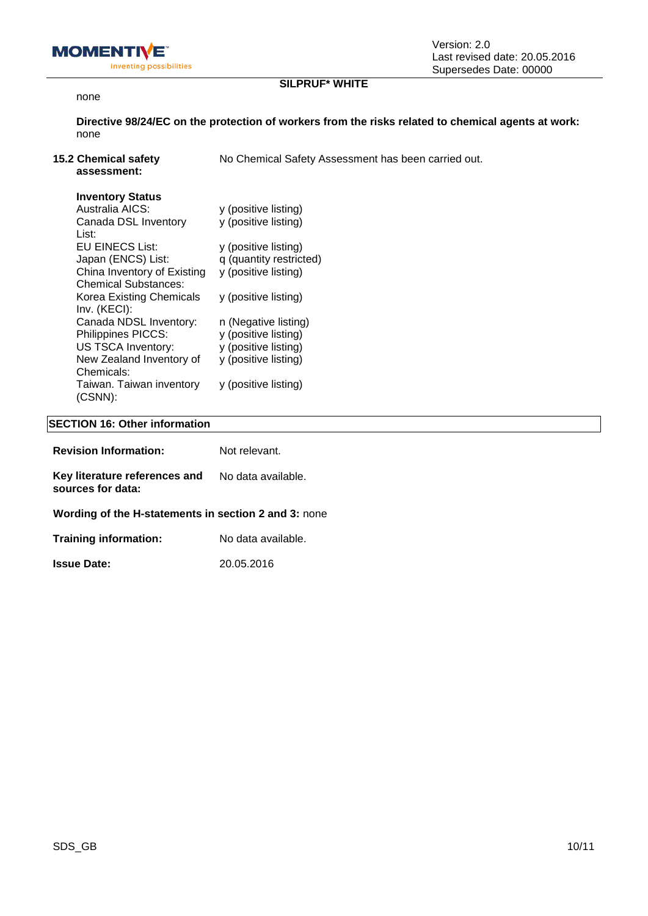none

**Directive 98/24/EC on the protection of workers from the risks related to chemical agents at work:**
none

**15.2 Chemical safety assessment:** No Chemical Safety Assessment has been carried out.

**Inventory Status**

| | |
|---|---|
| Australia AICS: | y (positive listing) |
| Canada DSL Inventory List: | y (positive listing) |
| EU EINECS List: | y (positive listing) |
| Japan (ENCS) List: | q (quantity restricted) |
| China Inventory of Existing Chemical Substances: | y (positive listing) |
| Korea Existing Chemicals Inv. (KECI): | y (positive listing) |
| Canada NDSL Inventory: | n (Negative listing) |
| Philippines PICCS: | y (positive listing) |
| US TSCA Inventory: | y (positive listing) |
| New Zealand Inventory of Chemicals: | y (positive listing) |
| Taiwan. Taiwan inventory (CSNN): | y (positive listing) |

## SECTION 16: Other information

**Revision Information:** Not relevant.

**Key literature references and sources for data:** No data available.

**Wording of the H-statements in section 2 and 3:** none

**Training information:** No data available.

**Issue Date:** 20.05.2016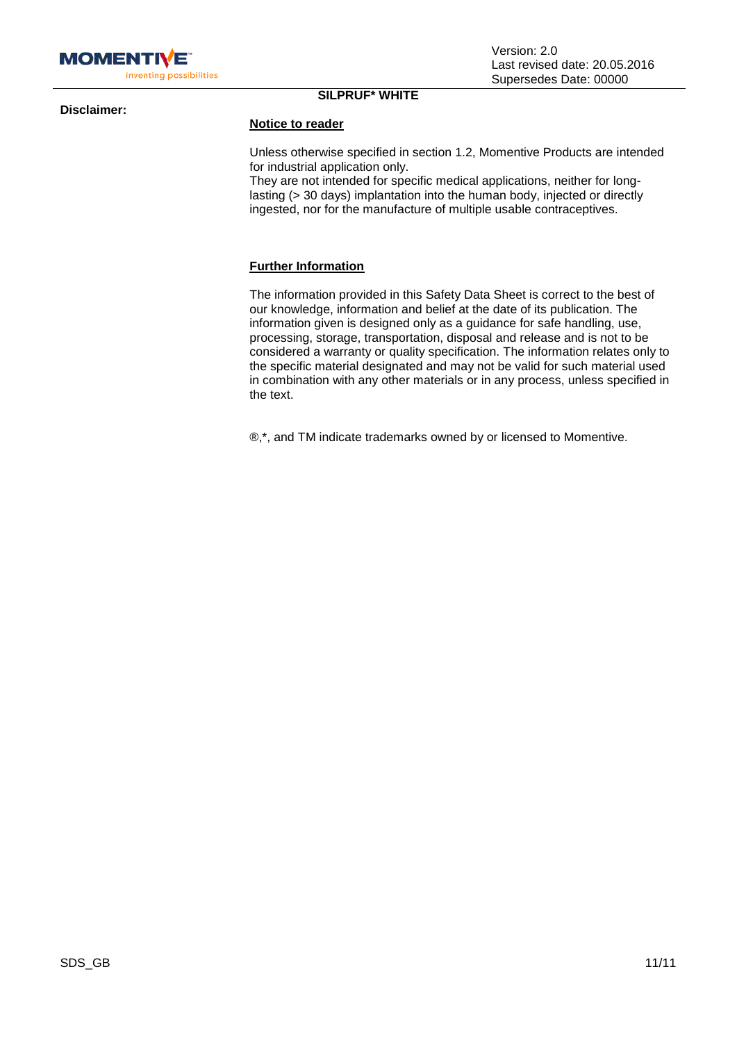**Disclaimer:**

**Notice to reader**

Unless otherwise specified in section 1.2, Momentive Products are intended for industrial application only.
They are not intended for specific medical applications, neither for long-lasting (> 30 days) implantation into the human body, injected or directly ingested, nor for the manufacture of multiple usable contraceptives.

**Further Information**

The information provided in this Safety Data Sheet is correct to the best of our knowledge, information and belief at the date of its publication. The information given is designed only as a guidance for safe handling, use, processing, storage, transportation, disposal and release and is not to be considered a warranty or quality specification. The information relates only to the specific material designated and may not be valid for such material used in combination with any other materials or in any process, unless specified in the text.

®,*, and TM indicate trademarks owned by or licensed to Momentive.